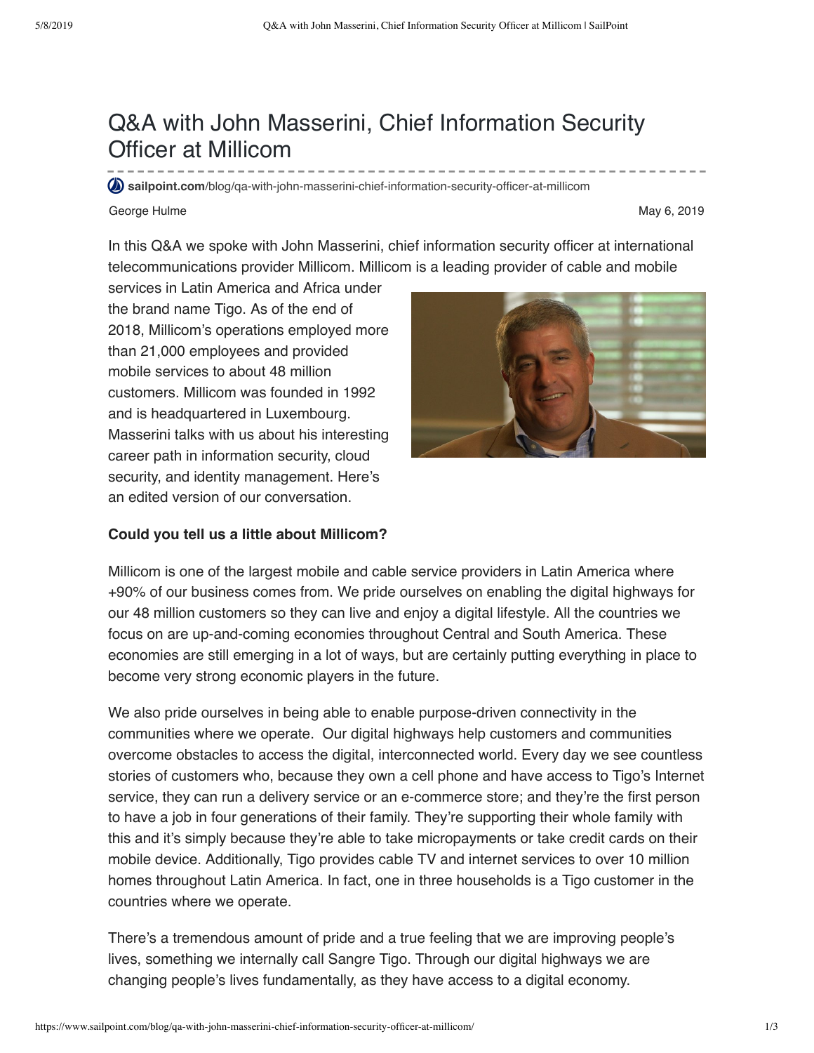# Q&A with John Masserini, Chief Information Security Officer at Millicom

sailpoint.com/blog/qa-with-john-masserini-chief-information-security-officer-at-millicom

George Hulme May 6, 2019

In this Q&A we spoke with John Masserini, chief information security officer at international telecommunications provider Millicom. Millicom is a leading provider of cable and mobile services in Latin America and Africa under the brand name Tigo. As of the end of 2018, Millicom's operations employed more than 21,000 employees and provided mobile services to about 48 million customers. Millicom was founded in 1992 and is headquartered in Luxembourg. Masserini talks with us about his interesting career path in information security, cloud security, and identity management. Here's an edited version of our conversation.

**Could you tell us a little about Millicom?**

Millicom is one of the largest mobile and cable service providers in Latin America where +90% of our business comes from. We pride ourselves on enabling the digital highways for our 48 million customers so they can live and enjoy a digital lifestyle. All the countries we focus on are up-and-coming economies throughout Central and South America. These economies are still emerging in a lot of ways, but are certainly putting everything in place to become very strong economic players in the future.

We also pride ourselves in being able to enable purpose-driven connectivity in the communities where we operate. Our digital highways help customers and communities overcome obstacles to access the digital, interconnected world. Every day we see countless stories of customers who, because they own a cell phone and have access to Tigo's Internet service, they can run a delivery service or an e-commerce store; and they're the first person to have a job in four generations of their family. They're supporting their whole family with this and it's simply because they're able to take micropayments or take credit cards on their mobile device. Additionally, Tigo provides cable TV and internet services to over 10 million homes throughout Latin America. In fact, one in three households is a Tigo customer in the countries where we operate.

There's a tremendous amount of pride and a true feeling that we are improving people's lives, something we internally call Sangre Tigo. Through our digital highways we are changing people's lives fundamentally, as they have access to a digital economy.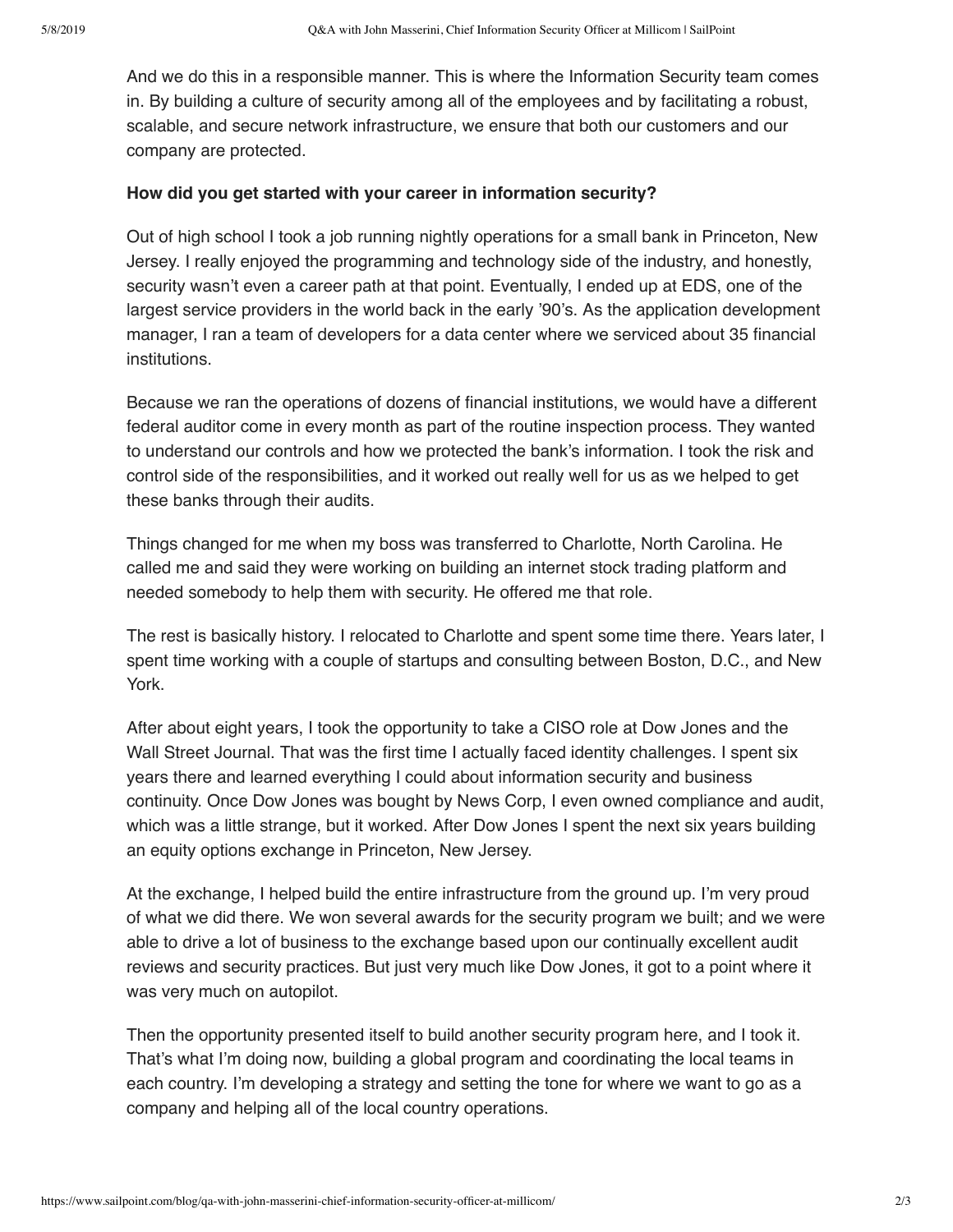And we do this in a responsible manner. This is where the Information Security team comes in. By building a culture of security among all of the employees and by facilitating a robust, scalable, and secure network infrastructure, we ensure that both our customers and our company are protected.

**How did you get started with your career in information security?**

Out of high school I took a job running nightly operations for a small bank in Princeton, New Jersey. I really enjoyed the programming and technology side of the industry, and honestly, security wasn't even a career path at that point. Eventually, I ended up at EDS, one of the largest service providers in the world back in the early '90's. As the application development manager, I ran a team of developers for a data center where we serviced about 35 financial institutions.

Because we ran the operations of dozens of financial institutions, we would have a different federal auditor come in every month as part of the routine inspection process. They wanted to understand our controls and how we protected the bank's information. I took the risk and control side of the responsibilities, and it worked out really well for us as we helped to get these banks through their audits.

Things changed for me when my boss was transferred to Charlotte, North Carolina. He called me and said they were working on building an internet stock trading platform and needed somebody to help them with security. He offered me that role.

The rest is basically history. I relocated to Charlotte and spent some time there. Years later, I spent time working with a couple of startups and consulting between Boston, D.C., and New York.

After about eight years, I took the opportunity to take a CISO role at Dow Jones and the Wall Street Journal. That was the first time I actually faced identity challenges. I spent six years there and learned everything I could about information security and business continuity. Once Dow Jones was bought by News Corp, I even owned compliance and audit, which was a little strange, but it worked. After Dow Jones I spent the next six years building an equity options exchange in Princeton, New Jersey.

At the exchange, I helped build the entire infrastructure from the ground up. I'm very proud of what we did there. We won several awards for the security program we built; and we were able to drive a lot of business to the exchange based upon our continually excellent audit reviews and security practices. But just very much like Dow Jones, it got to a point where it was very much on autopilot.

Then the opportunity presented itself to build another security program here, and I took it. That's what I'm doing now, building a global program and coordinating the local teams in each country. I'm developing a strategy and setting the tone for where we want to go as a company and helping all of the local country operations.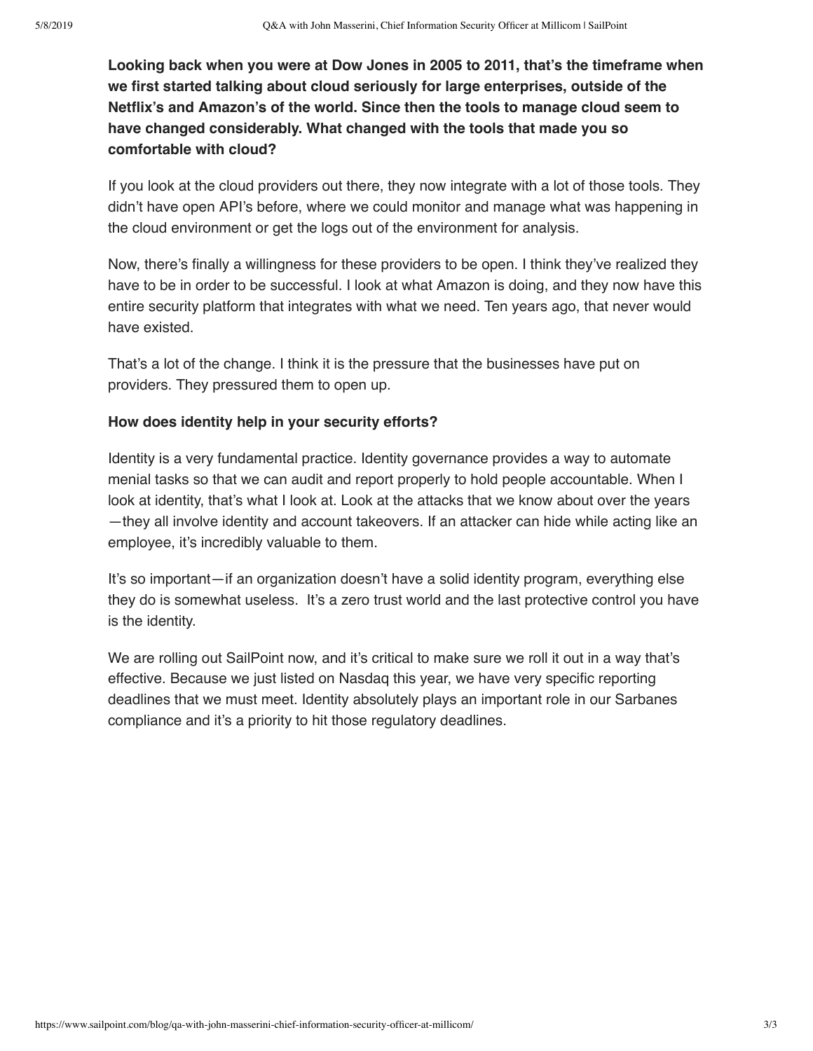**Looking back when you were at Dow Jones in 2005 to 2011, that's the timeframe when we first started talking about cloud seriously for large enterprises, outside of the Netflix's and Amazon's of the world. Since then the tools to manage cloud seem to have changed considerably. What changed with the tools that made you so comfortable with cloud?**

If you look at the cloud providers out there, they now integrate with a lot of those tools. They didn't have open API's before, where we could monitor and manage what was happening in the cloud environment or get the logs out of the environment for analysis.

Now, there's finally a willingness for these providers to be open. I think they've realized they have to be in order to be successful. I look at what Amazon is doing, and they now have this entire security platform that integrates with what we need. Ten years ago, that never would have existed.

That's a lot of the change. I think it is the pressure that the businesses have put on providers. They pressured them to open up.

**How does identity help in your security efforts?**

Identity is a very fundamental practice. Identity governance provides a way to automate menial tasks so that we can audit and report properly to hold people accountable. When I look at identity, that's what I look at. Look at the attacks that we know about over the years —they all involve identity and account takeovers. If an attacker can hide while acting like an employee, it's incredibly valuable to them.

It's so important—if an organization doesn't have a solid identity program, everything else they do is somewhat useless. It's a zero trust world and the last protective control you have is the identity.

We are rolling out SailPoint now, and it's critical to make sure we roll it out in a way that's effective. Because we just listed on Nasdaq this year, we have very specific reporting deadlines that we must meet. Identity absolutely plays an important role in our Sarbanes compliance and it's a priority to hit those regulatory deadlines.